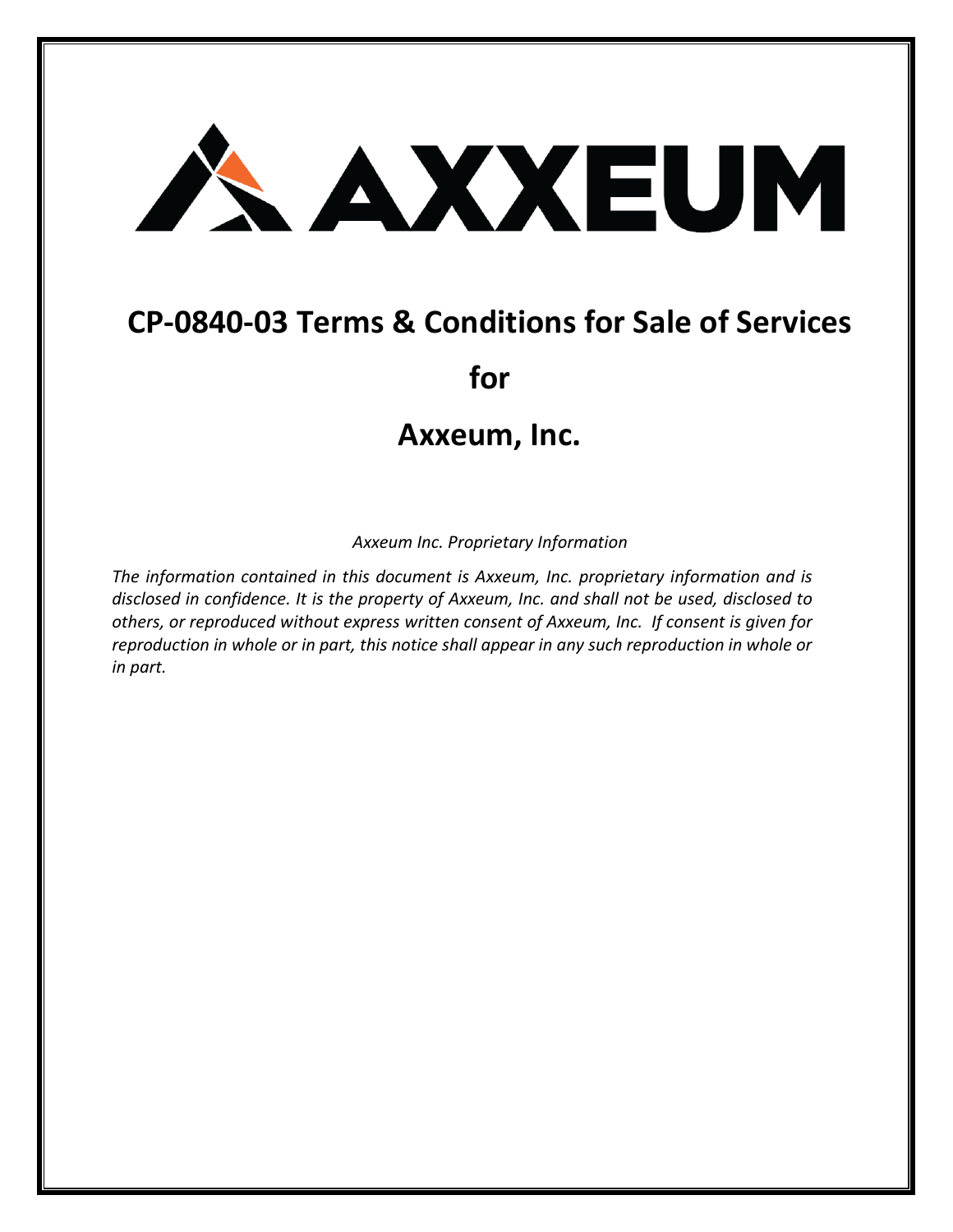# CP-0840-03 Terms & Conditions for Sale of Services

# for

# Axxeum, Inc.

*Axxeum Inc. Proprietary Information*

*The information contained in this document is Axxeum, Inc. proprietary information and is disclosed in confidence. It is the property of Axxeum, Inc. and shall not be used, disclosed to others, or reproduced without express written consent of Axxeum, Inc. If consent is given for reproduction in whole or in part, this notice shall appear in any such reproduction in whole or in part.*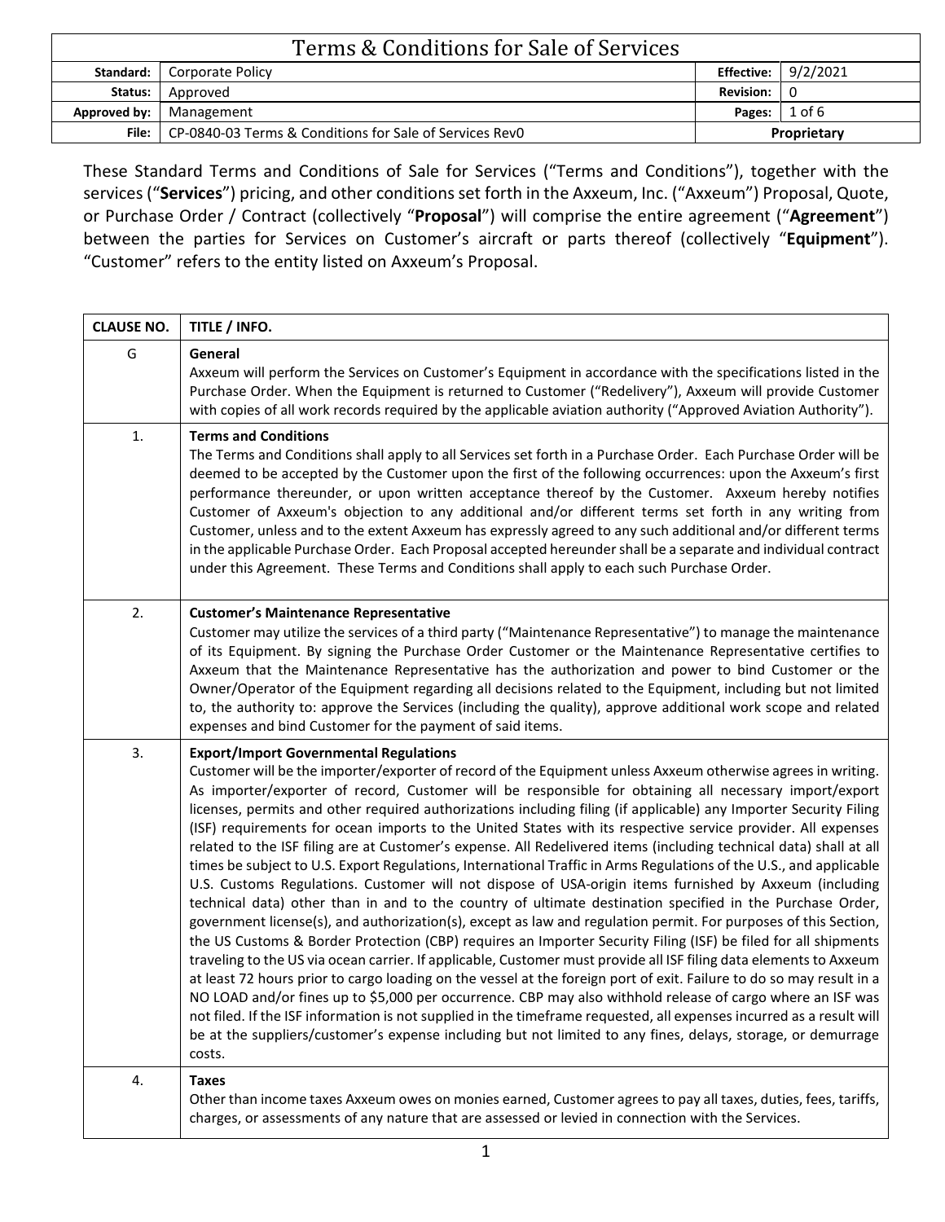# Terms & Conditions for Sale of Services

| **Standard:** | Corporate Policy | **Effective:** | 9/2/2021 |
|---|---|---|---|
| **Status:** | Approved | **Revision:** | 0 |
| **Approved by:** | Management | **Pages:** | 1 of 6 |
| **File:** | CP-0840-03 Terms & Conditions for Sale of Services Rev0 | **Proprietary** | |

These Standard Terms and Conditions of Sale for Services ("Terms and Conditions"), together with the services ("**Services**") pricing, and other conditions set forth in the Axxeum, Inc. ("Axxeum") Proposal, Quote, or Purchase Order / Contract (collectively "**Proposal**") will comprise the entire agreement ("**Agreement**") between the parties for Services on Customer's aircraft or parts thereof (collectively "**Equipment**"). "Customer" refers to the entity listed on Axxeum's Proposal.

| CLAUSE NO. | TITLE / INFO. |
|---|---|
| G | **General**<br>Axxeum will perform the Services on Customer's Equipment in accordance with the specifications listed in the Purchase Order. When the Equipment is returned to Customer ("Redelivery"), Axxeum will provide Customer with copies of all work records required by the applicable aviation authority ("Approved Aviation Authority"). |
| 1. | **Terms and Conditions**<br>The Terms and Conditions shall apply to all Services set forth in a Purchase Order. Each Purchase Order will be deemed to be accepted by the Customer upon the first of the following occurrences: upon the Axxeum's first performance thereunder, or upon written acceptance thereof by the Customer. Axxeum hereby notifies Customer of Axxeum's objection to any additional and/or different terms set forth in any writing from Customer, unless and to the extent Axxeum has expressly agreed to any such additional and/or different terms in the applicable Purchase Order. Each Proposal accepted hereunder shall be a separate and individual contract under this Agreement. These Terms and Conditions shall apply to each such Purchase Order. |
| 2. | **Customer's Maintenance Representative**<br>Customer may utilize the services of a third party ("Maintenance Representative") to manage the maintenance of its Equipment. By signing the Purchase Order Customer or the Maintenance Representative certifies to Axxeum that the Maintenance Representative has the authorization and power to bind Customer or the Owner/Operator of the Equipment regarding all decisions related to the Equipment, including but not limited to, the authority to: approve the Services (including the quality), approve additional work scope and related expenses and bind Customer for the payment of said items. |
| 3. | **Export/Import Governmental Regulations**<br>Customer will be the importer/exporter of record of the Equipment unless Axxeum otherwise agrees in writing. As importer/exporter of record, Customer will be responsible for obtaining all necessary import/export licenses, permits and other required authorizations including filing (if applicable) any Importer Security Filing (ISF) requirements for ocean imports to the United States with its respective service provider. All expenses related to the ISF filing are at Customer's expense. All Redelivered items (including technical data) shall at all times be subject to U.S. Export Regulations, International Traffic in Arms Regulations of the U.S., and applicable U.S. Customs Regulations. Customer will not dispose of USA-origin items furnished by Axxeum (including technical data) other than in and to the country of ultimate destination specified in the Purchase Order, government license(s), and authorization(s), except as law and regulation permit. For purposes of this Section, the US Customs & Border Protection (CBP) requires an Importer Security Filing (ISF) be filed for all shipments traveling to the US via ocean carrier. If applicable, Customer must provide all ISF filing data elements to Axxeum at least 72 hours prior to cargo loading on the vessel at the foreign port of exit. Failure to do so may result in a NO LOAD and/or fines up to $5,000 per occurrence. CBP may also withhold release of cargo where an ISF was not filed. If the ISF information is not supplied in the timeframe requested, all expenses incurred as a result will be at the suppliers/customer's expense including but not limited to any fines, delays, storage, or demurrage costs. |
| 4. | **Taxes**<br>Other than income taxes Axxeum owes on monies earned, Customer agrees to pay all taxes, duties, fees, tariffs, charges, or assessments of any nature that are assessed or levied in connection with the Services. |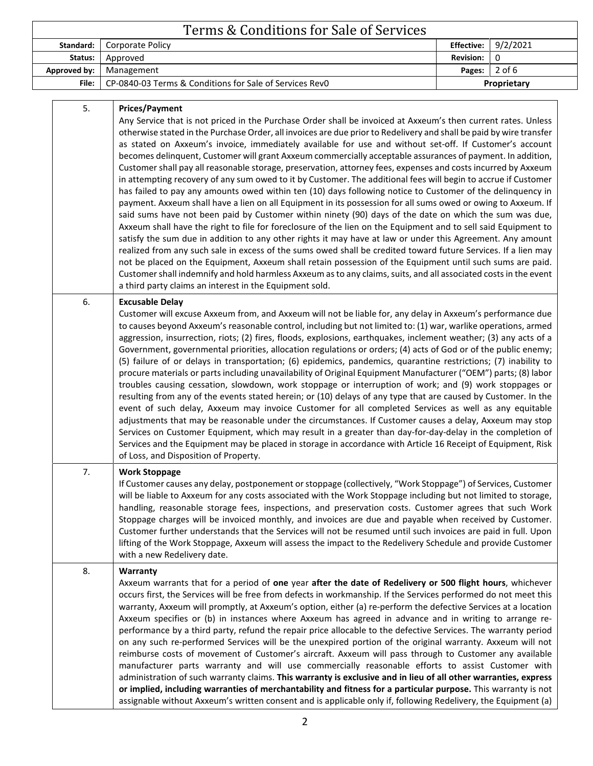| | |
|---|---|
| 5. | **Prices/Payment**<br>Any Service that is not priced in the Purchase Order shall be invoiced at Axxeum's then current rates. Unless otherwise stated in the Purchase Order, all invoices are due prior to Redelivery and shall be paid by wire transfer as stated on Axxeum's invoice, immediately available for use and without set-off. If Customer's account becomes delinquent, Customer will grant Axxeum commercially acceptable assurances of payment. In addition, Customer shall pay all reasonable storage, preservation, attorney fees, expenses and costs incurred by Axxeum in attempting recovery of any sum owed to it by Customer. The additional fees will begin to accrue if Customer has failed to pay any amounts owed within ten (10) days following notice to Customer of the delinquency in payment. Axxeum shall have a lien on all Equipment in its possession for all sums owed or owing to Axxeum. If said sums have not been paid by Customer within ninety (90) days of the date on which the sum was due, Axxeum shall have the right to file for foreclosure of the lien on the Equipment and to sell said Equipment to satisfy the sum due in addition to any other rights it may have at law or under this Agreement. Any amount realized from any such sale in excess of the sums owed shall be credited toward future Services. If a lien may not be placed on the Equipment, Axxeum shall retain possession of the Equipment until such sums are paid. Customer shall indemnify and hold harmless Axxeum as to any claims, suits, and all associated costs in the event a third party claims an interest in the Equipment sold. |
| 6. | **Excusable Delay**<br>Customer will excuse Axxeum from, and Axxeum will not be liable for, any delay in Axxeum's performance due to causes beyond Axxeum's reasonable control, including but not limited to: (1) war, warlike operations, armed aggression, insurrection, riots; (2) fires, floods, explosions, earthquakes, inclement weather; (3) any acts of a Government, governmental priorities, allocation regulations or orders; (4) acts of God or of the public enemy; (5) failure of or delays in transportation; (6) epidemics, pandemics, quarantine restrictions; (7) inability to procure materials or parts including unavailability of Original Equipment Manufacturer ("OEM") parts; (8) labor troubles causing cessation, slowdown, work stoppage or interruption of work; and (9) work stoppages or resulting from any of the events stated herein; or (10) delays of any type that are caused by Customer. In the event of such delay, Axxeum may invoice Customer for all completed Services as well as any equitable adjustments that may be reasonable under the circumstances. If Customer causes a delay, Axxeum may stop Services on Customer Equipment, which may result in a greater than day-for-day-delay in the completion of Services and the Equipment may be placed in storage in accordance with Article 16 Receipt of Equipment, Risk of Loss, and Disposition of Property. |
| 7. | **Work Stoppage**<br>If Customer causes any delay, postponement or stoppage (collectively, "Work Stoppage") of Services, Customer will be liable to Axxeum for any costs associated with the Work Stoppage including but not limited to storage, handling, reasonable storage fees, inspections, and preservation costs. Customer agrees that such Work Stoppage charges will be invoiced monthly, and invoices are due and payable when received by Customer. Customer further understands that the Services will not be resumed until such invoices are paid in full. Upon lifting of the Work Stoppage, Axxeum will assess the impact to the Redelivery Schedule and provide Customer with a new Redelivery date. |
| 8. | **Warranty**<br>Axxeum warrants that for a period of **one** year **after the date of Redelivery or 500 flight hours**, whichever occurs first, the Services will be free from defects in workmanship. If the Services performed do not meet this warranty, Axxeum will promptly, at Axxeum's option, either (a) re-perform the defective Services at a location Axxeum specifies or (b) in instances where Axxeum has agreed in advance and in writing to arrange re-performance by a third party, refund the repair price allocable to the defective Services. The warranty period on any such re-performed Services will be the unexpired portion of the original warranty. Axxeum will not reimburse costs of movement of Customer's aircraft. Axxeum will pass through to Customer any available manufacturer parts warranty and will use commercially reasonable efforts to assist Customer with administration of such warranty claims. **This warranty is exclusive and in lieu of all other warranties, express or implied, including warranties of merchantability and fitness for a particular purpose.** This warranty is not assignable without Axxeum's written consent and is applicable only if, following Redelivery, the Equipment (a) |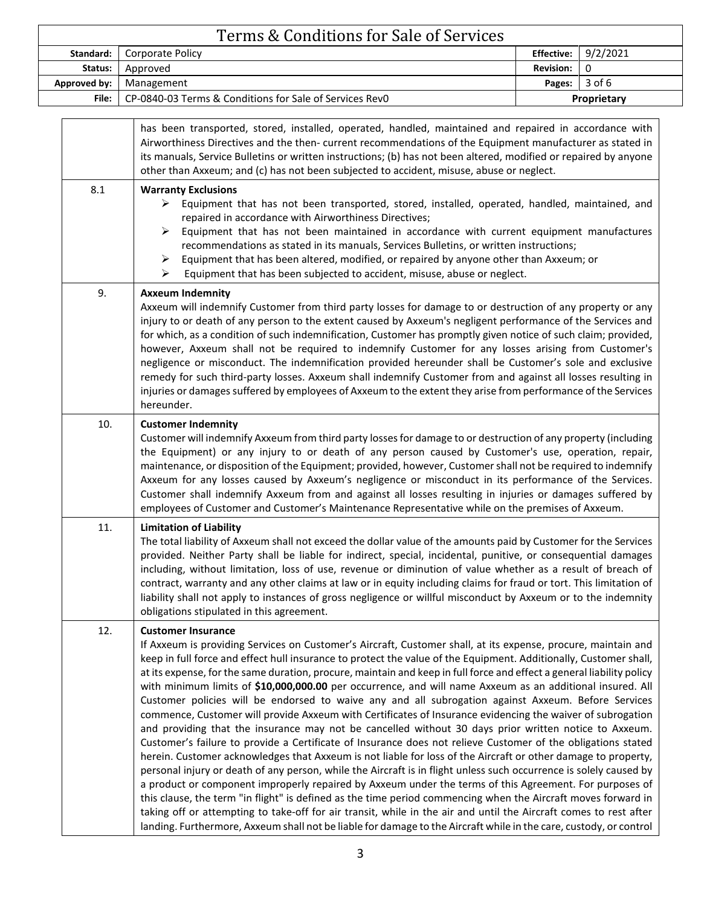has been transported, stored, installed, operated, handled, maintained and repaired in accordance with Airworthiness Directives and the then- current recommendations of the Equipment manufacturer as stated in its manuals, Service Bulletins or written instructions; (b) has not been altered, modified or repaired by anyone other than Axxeum; and (c) has not been subjected to accident, misuse, abuse or neglect.

**8.1 Warranty Exclusions**

- Equipment that has not been transported, stored, installed, operated, handled, maintained, and repaired in accordance with Airworthiness Directives;
- Equipment that has not been maintained in accordance with current equipment manufactures recommendations as stated in its manuals, Services Bulletins, or written instructions;
- Equipment that has been altered, modified, or repaired by anyone other than Axxeum; or
- Equipment that has been subjected to accident, misuse, abuse or neglect.

**9. Axxeum Indemnity**

Axxeum will indemnify Customer from third party losses for damage to or destruction of any property or any injury to or death of any person to the extent caused by Axxeum's negligent performance of the Services and for which, as a condition of such indemnification, Customer has promptly given notice of such claim; provided, however, Axxeum shall not be required to indemnify Customer for any losses arising from Customer's negligence or misconduct. The indemnification provided hereunder shall be Customer's sole and exclusive remedy for such third-party losses. Axxeum shall indemnify Customer from and against all losses resulting in injuries or damages suffered by employees of Axxeum to the extent they arise from performance of the Services hereunder.

**10. Customer Indemnity**

Customer will indemnify Axxeum from third party losses for damage to or destruction of any property (including the Equipment) or any injury to or death of any person caused by Customer's use, operation, repair, maintenance, or disposition of the Equipment; provided, however, Customer shall not be required to indemnify Axxeum for any losses caused by Axxeum's negligence or misconduct in its performance of the Services. Customer shall indemnify Axxeum from and against all losses resulting in injuries or damages suffered by employees of Customer and Customer's Maintenance Representative while on the premises of Axxeum.

**11. Limitation of Liability**

The total liability of Axxeum shall not exceed the dollar value of the amounts paid by Customer for the Services provided. Neither Party shall be liable for indirect, special, incidental, punitive, or consequential damages including, without limitation, loss of use, revenue or diminution of value whether as a result of breach of contract, warranty and any other claims at law or in equity including claims for fraud or tort. This limitation of liability shall not apply to instances of gross negligence or willful misconduct by Axxeum or to the indemnity obligations stipulated in this agreement.

**12. Customer Insurance**

If Axxeum is providing Services on Customer's Aircraft, Customer shall, at its expense, procure, maintain and keep in full force and effect hull insurance to protect the value of the Equipment. Additionally, Customer shall, at its expense, for the same duration, procure, maintain and keep in full force and effect a general liability policy with minimum limits of **$10,000,000.00** per occurrence, and will name Axxeum as an additional insured. All Customer policies will be endorsed to waive any and all subrogation against Axxeum. Before Services commence, Customer will provide Axxeum with Certificates of Insurance evidencing the waiver of subrogation and providing that the insurance may not be cancelled without 30 days prior written notice to Axxeum. Customer's failure to provide a Certificate of Insurance does not relieve Customer of the obligations stated herein. Customer acknowledges that Axxeum is not liable for loss of the Aircraft or other damage to property, personal injury or death of any person, while the Aircraft is in flight unless such occurrence is solely caused by a product or component improperly repaired by Axxeum under the terms of this Agreement. For purposes of this clause, the term "in flight" is defined as the time period commencing when the Aircraft moves forward in taking off or attempting to take-off for air transit, while in the air and until the Aircraft comes to rest after landing. Furthermore, Axxeum shall not be liable for damage to the Aircraft while in the care, custody, or control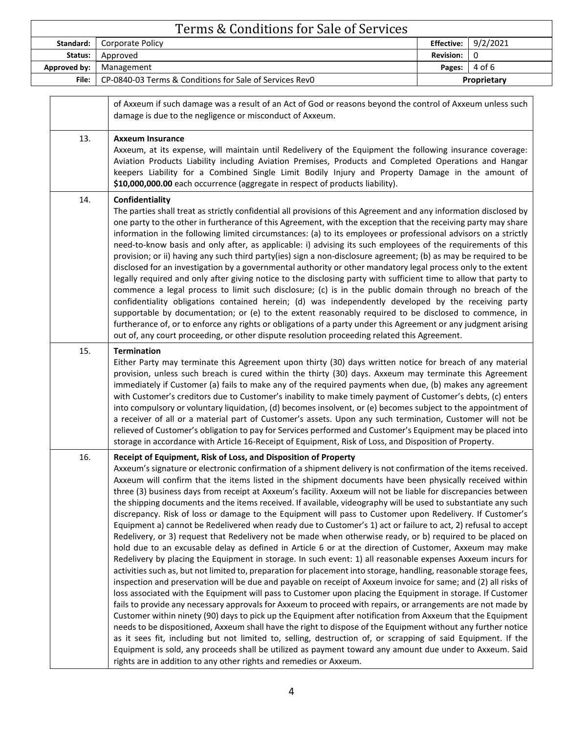of Axxeum if such damage was a result of an Act of God or reasons beyond the control of Axxeum unless such damage is due to the negligence or misconduct of Axxeum.

13. **Axxeum Insurance**

Axxeum, at its expense, will maintain until Redelivery of the Equipment the following insurance coverage: Aviation Products Liability including Aviation Premises, Products and Completed Operations and Hangar keepers Liability for a Combined Single Limit Bodily Injury and Property Damage in the amount of **$10,000,000.00** each occurrence (aggregate in respect of products liability).

14. **Confidentiality**

The parties shall treat as strictly confidential all provisions of this Agreement and any information disclosed by one party to the other in furtherance of this Agreement, with the exception that the receiving party may share information in the following limited circumstances: (a) to its employees or professional advisors on a strictly need-to-know basis and only after, as applicable: i) advising its such employees of the requirements of this provision; or ii) having any such third party(ies) sign a non-disclosure agreement; (b) as may be required to be disclosed for an investigation by a governmental authority or other mandatory legal process only to the extent legally required and only after giving notice to the disclosing party with sufficient time to allow that party to commence a legal process to limit such disclosure; (c) is in the public domain through no breach of the confidentiality obligations contained herein; (d) was independently developed by the receiving party supportable by documentation; or (e) to the extent reasonably required to be disclosed to commence, in furtherance of, or to enforce any rights or obligations of a party under this Agreement or any judgment arising out of, any court proceeding, or other dispute resolution proceeding related this Agreement.

15. **Termination**

Either Party may terminate this Agreement upon thirty (30) days written notice for breach of any material provision, unless such breach is cured within the thirty (30) days. Axxeum may terminate this Agreement immediately if Customer (a) fails to make any of the required payments when due, (b) makes any agreement with Customer's creditors due to Customer's inability to make timely payment of Customer's debts, (c) enters into compulsory or voluntary liquidation, (d) becomes insolvent, or (e) becomes subject to the appointment of a receiver of all or a material part of Customer's assets. Upon any such termination, Customer will not be relieved of Customer's obligation to pay for Services performed and Customer's Equipment may be placed into storage in accordance with Article 16-Receipt of Equipment, Risk of Loss, and Disposition of Property.

16. **Receipt of Equipment, Risk of Loss, and Disposition of Property**

Axxeum's signature or electronic confirmation of a shipment delivery is not confirmation of the items received. Axxeum will confirm that the items listed in the shipment documents have been physically received within three (3) business days from receipt at Axxeum's facility. Axxeum will not be liable for discrepancies between the shipping documents and the items received. If available, videography will be used to substantiate any such discrepancy. Risk of loss or damage to the Equipment will pass to Customer upon Redelivery. If Customer's Equipment a) cannot be Redelivered when ready due to Customer's 1) act or failure to act, 2) refusal to accept Redelivery, or 3) request that Redelivery not be made when otherwise ready, or b) required to be placed on hold due to an excusable delay as defined in Article 6 or at the direction of Customer, Axxeum may make Redelivery by placing the Equipment in storage. In such event: 1) all reasonable expenses Axxeum incurs for activities such as, but not limited to, preparation for placement into storage, handling, reasonable storage fees, inspection and preservation will be due and payable on receipt of Axxeum invoice for same; and (2) all risks of loss associated with the Equipment will pass to Customer upon placing the Equipment in storage. If Customer fails to provide any necessary approvals for Axxeum to proceed with repairs, or arrangements are not made by Customer within ninety (90) days to pick up the Equipment after notification from Axxeum that the Equipment needs to be dispositioned, Axxeum shall have the right to dispose of the Equipment without any further notice as it sees fit, including but not limited to, selling, destruction of, or scrapping of said Equipment. If the Equipment is sold, any proceeds shall be utilized as payment toward any amount due under to Axxeum. Said rights are in addition to any other rights and remedies or Axxeum.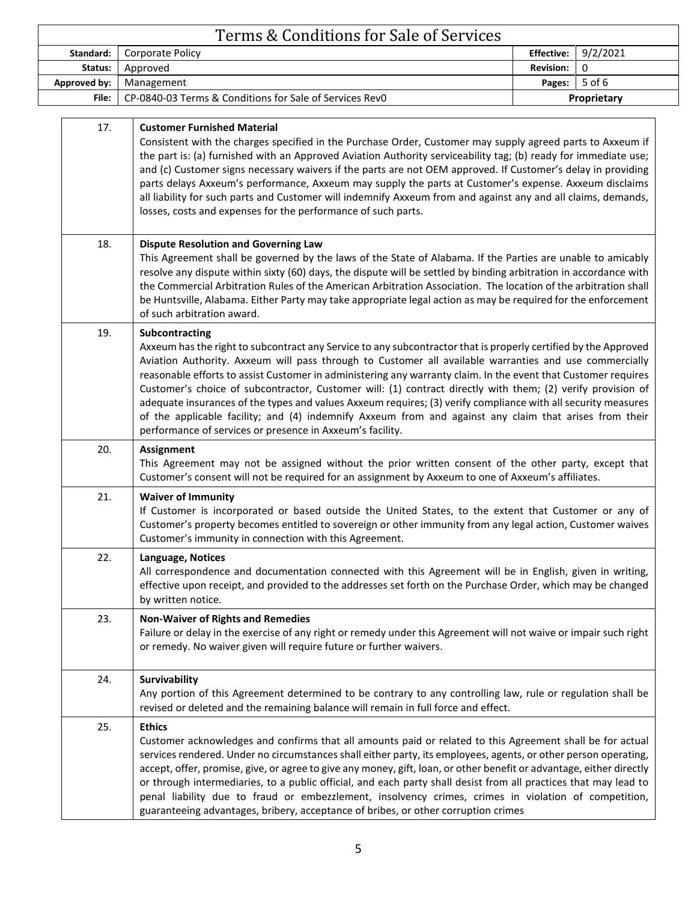| | |
|---|---|
| 17. | **Customer Furnished Material**<br>Consistent with the charges specified in the Purchase Order, Customer may supply agreed parts to Axxeum if the part is: (a) furnished with an Approved Aviation Authority serviceability tag; (b) ready for immediate use; and (c) Customer signs necessary waivers if the parts are not OEM approved. If Customer's delay in providing parts delays Axxeum's performance, Axxeum may supply the parts at Customer's expense. Axxeum disclaims all liability for such parts and Customer will indemnify Axxeum from and against any and all claims, demands, losses, costs and expenses for the performance of such parts. |
| 18. | **Dispute Resolution and Governing Law**<br>This Agreement shall be governed by the laws of the State of Alabama. If the Parties are unable to amicably resolve any dispute within sixty (60) days, the dispute will be settled by binding arbitration in accordance with the Commercial Arbitration Rules of the American Arbitration Association. The location of the arbitration shall be Huntsville, Alabama. Either Party may take appropriate legal action as may be required for the enforcement of such arbitration award. |
| 19. | **Subcontracting**<br>Axxeum has the right to subcontract any Service to any subcontractor that is properly certified by the Approved Aviation Authority. Axxeum will pass through to Customer all available warranties and use commercially reasonable efforts to assist Customer in administering any warranty claim. In the event that Customer requires Customer's choice of subcontractor, Customer will: (1) contract directly with them; (2) verify provision of adequate insurances of the types and values Axxeum requires; (3) verify compliance with all security measures of the applicable facility; and (4) indemnify Axxeum from and against any claim that arises from their performance of services or presence in Axxeum's facility. |
| 20. | **Assignment**<br>This Agreement may not be assigned without the prior written consent of the other party, except that Customer's consent will not be required for an assignment by Axxeum to one of Axxeum's affiliates. |
| 21. | **Waiver of Immunity**<br>If Customer is incorporated or based outside the United States, to the extent that Customer or any of Customer's property becomes entitled to sovereign or other immunity from any legal action, Customer waives Customer's immunity in connection with this Agreement. |
| 22. | **Language, Notices**<br>All correspondence and documentation connected with this Agreement will be in English, given in writing, effective upon receipt, and provided to the addresses set forth on the Purchase Order, which may be changed by written notice. |
| 23. | **Non-Waiver of Rights and Remedies**<br>Failure or delay in the exercise of any right or remedy under this Agreement will not waive or impair such right or remedy. No waiver given will require future or further waivers. |
| 24. | **Survivability**<br>Any portion of this Agreement determined to be contrary to any controlling law, rule or regulation shall be revised or deleted and the remaining balance will remain in full force and effect. |
| 25. | **Ethics**<br>Customer acknowledges and confirms that all amounts paid or related to this Agreement shall be for actual services rendered. Under no circumstances shall either party, its employees, agents, or other person operating, accept, offer, promise, give, or agree to give any money, gift, loan, or other benefit or advantage, either directly or through intermediaries, to a public official, and each party shall desist from all practices that may lead to penal liability due to fraud or embezzlement, insolvency crimes, crimes in violation of competition, guaranteeing advantages, bribery, acceptance of bribes, or other corruption crimes |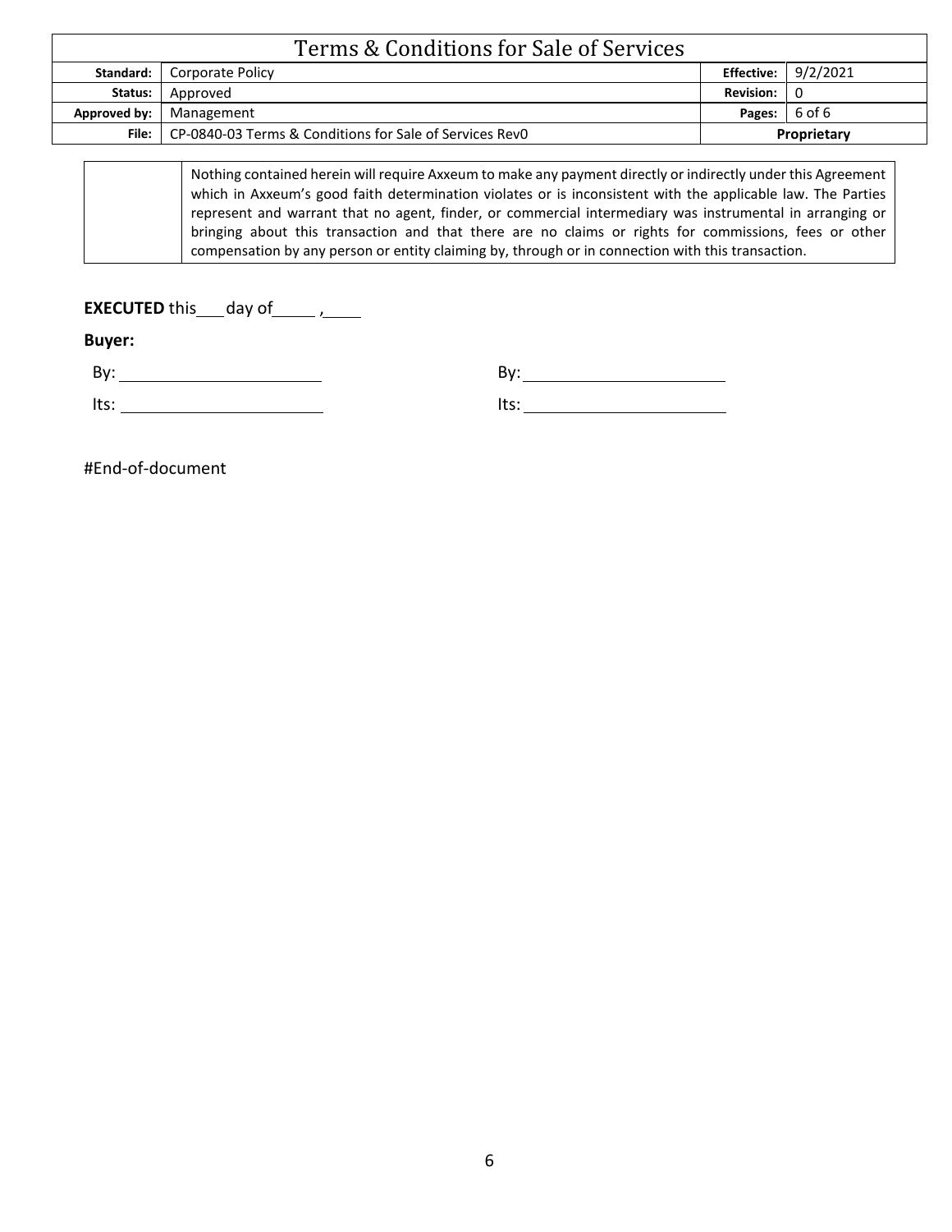| | |
|---|---|
| | Nothing contained herein will require Axxeum to make any payment directly or indirectly under this Agreement which in Axxeum's good faith determination violates or is inconsistent with the applicable law. The Parties represent and warrant that no agent, finder, or commercial intermediary was instrumental in arranging or bringing about this transaction and that there are no claims or rights for commissions, fees or other compensation by any person or entity claiming by, through or in connection with this transaction. |

**EXECUTED** this___ day of_____ ,____

**Buyer:**

By: ______________________ By: ______________________

Its: ______________________ Its: ______________________

#End-of-document